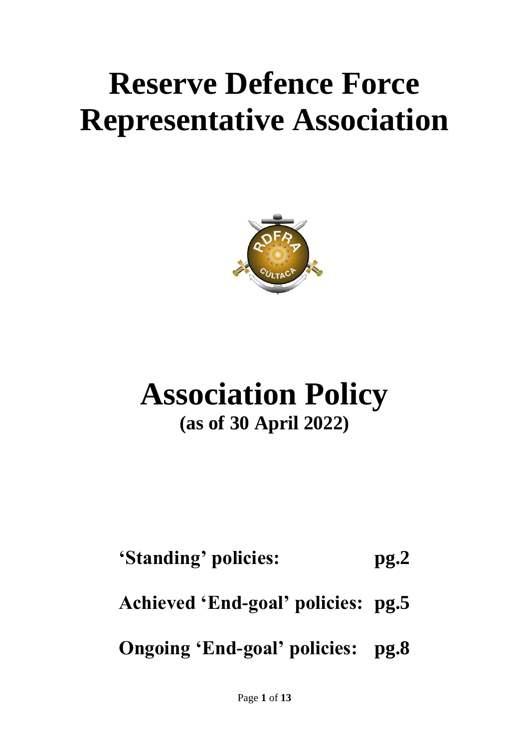# Reserve Defence Force Representative Association

# Association Policy

## (as of 30 April 2022)

**'Standing' policies: pg.2**

**Achieved 'End-goal' policies: pg.5**

**Ongoing 'End-goal' policies: pg.8**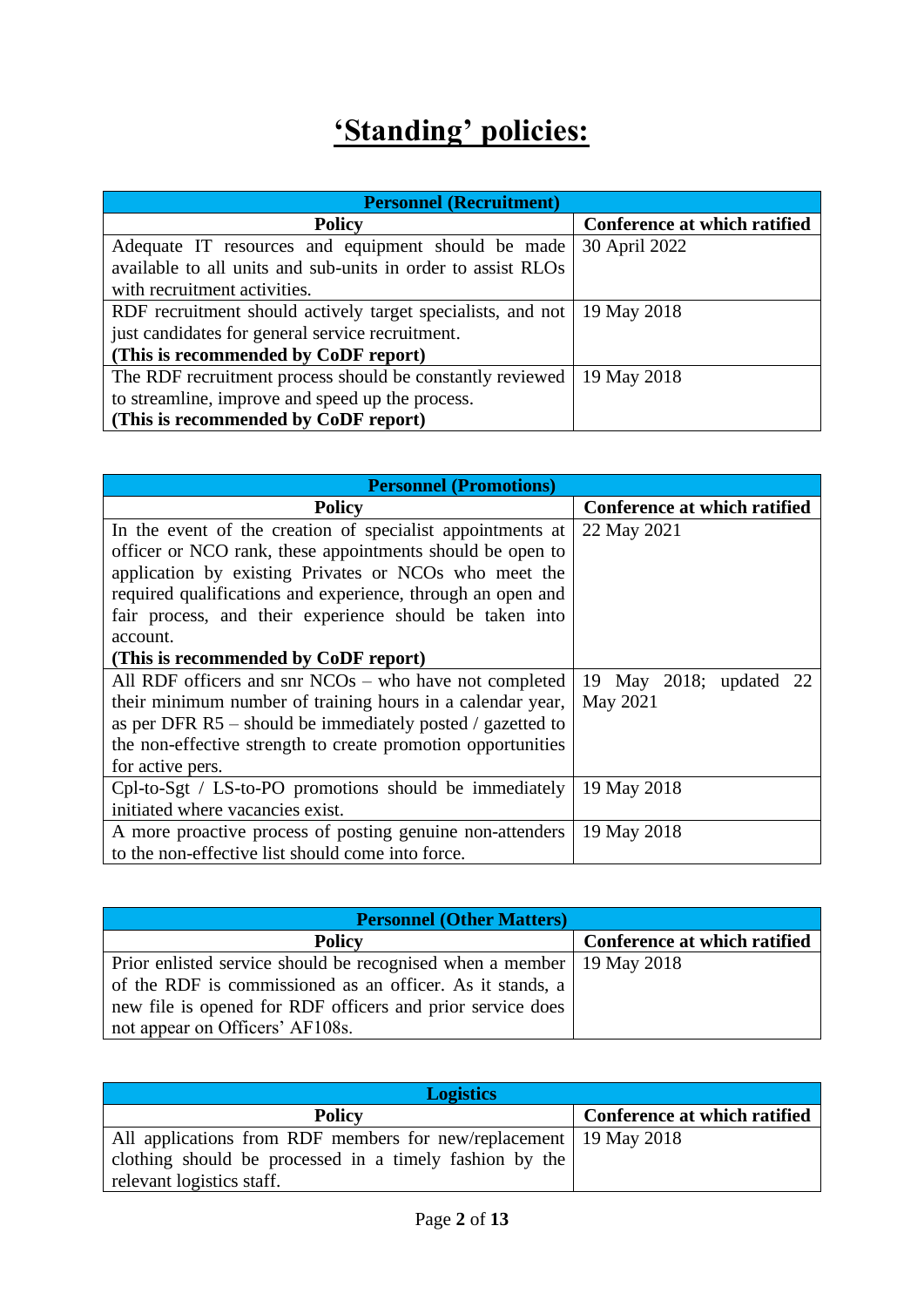# 'Standing' policies:

| Personnel (Recruitment) | |
|---|---|
| **Policy** | **Conference at which ratified** |
| Adequate IT resources and equipment should be made available to all units and sub-units in order to assist RLOs with recruitment activities. | 30 April 2022 |
| RDF recruitment should actively target specialists, and not just candidates for general service recruitment. **(This is recommended by CoDF report)** | 19 May 2018 |
| The RDF recruitment process should be constantly reviewed to streamline, improve and speed up the process. **(This is recommended by CoDF report)** | 19 May 2018 |

| Personnel (Promotions) | |
|---|---|
| **Policy** | **Conference at which ratified** |
| In the event of the creation of specialist appointments at officer or NCO rank, these appointments should be open to application by existing Privates or NCOs who meet the required qualifications and experience, through an open and fair process, and their experience should be taken into account. **(This is recommended by CoDF report)** | 22 May 2021 |
| All RDF officers and snr NCOs – who have not completed their minimum number of training hours in a calendar year, as per DFR R5 – should be immediately posted / gazetted to the non-effective strength to create promotion opportunities for active pers. | 19 May 2018; updated 22 May 2021 |
| Cpl-to-Sgt / LS-to-PO promotions should be immediately initiated where vacancies exist. | 19 May 2018 |
| A more proactive process of posting genuine non-attenders to the non-effective list should come into force. | 19 May 2018 |

| Personnel (Other Matters) | |
|---|---|
| **Policy** | **Conference at which ratified** |
| Prior enlisted service should be recognised when a member of the RDF is commissioned as an officer. As it stands, a new file is opened for RDF officers and prior service does not appear on Officers' AF108s. | 19 May 2018 |

| Logistics | |
|---|---|
| **Policy** | **Conference at which ratified** |
| All applications from RDF members for new/replacement clothing should be processed in a timely fashion by the relevant logistics staff. | 19 May 2018 |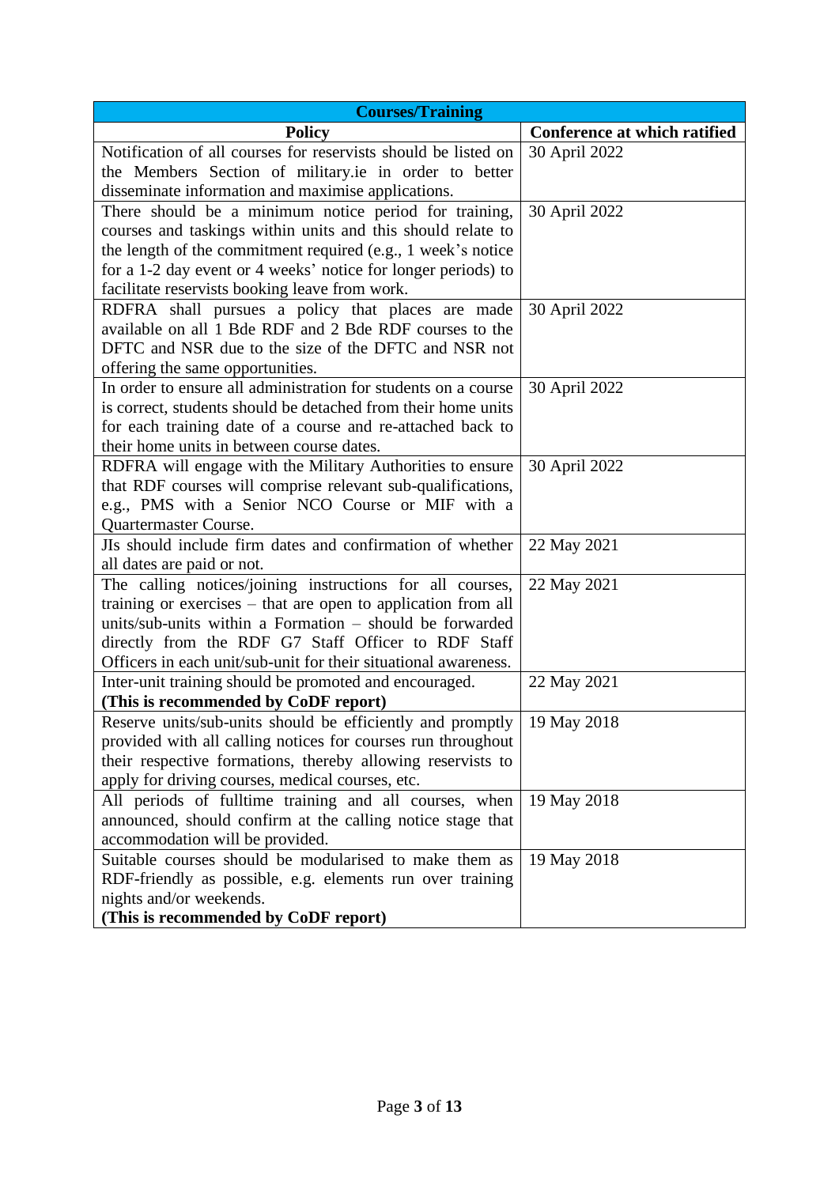| Courses/Training | |
|---|---|
| **Policy** | **Conference at which ratified** |
| Notification of all courses for reservists should be listed on the Members Section of military.ie in order to better disseminate information and maximise applications. | 30 April 2022 |
| There should be a minimum notice period for training, courses and taskings within units and this should relate to the length of the commitment required (e.g., 1 week's notice for a 1-2 day event or 4 weeks' notice for longer periods) to facilitate reservists booking leave from work. | 30 April 2022 |
| RDFRA shall pursues a policy that places are made available on all 1 Bde RDF and 2 Bde RDF courses to the DFTC and NSR due to the size of the DFTC and NSR not offering the same opportunities. | 30 April 2022 |
| In order to ensure all administration for students on a course is correct, students should be detached from their home units for each training date of a course and re-attached back to their home units in between course dates. | 30 April 2022 |
| RDFRA will engage with the Military Authorities to ensure that RDF courses will comprise relevant sub-qualifications, e.g., PMS with a Senior NCO Course or MIF with a Quartermaster Course. | 30 April 2022 |
| JIs should include firm dates and confirmation of whether all dates are paid or not. | 22 May 2021 |
| The calling notices/joining instructions for all courses, training or exercises – that are open to application from all units/sub-units within a Formation – should be forwarded directly from the RDF G7 Staff Officer to RDF Staff Officers in each unit/sub-unit for their situational awareness. | 22 May 2021 |
| Inter-unit training should be promoted and encouraged. **(This is recommended by CoDF report)** | 22 May 2021 |
| Reserve units/sub-units should be efficiently and promptly provided with all calling notices for courses run throughout their respective formations, thereby allowing reservists to apply for driving courses, medical courses, etc. | 19 May 2018 |
| All periods of fulltime training and all courses, when announced, should confirm at the calling notice stage that accommodation will be provided. | 19 May 2018 |
| Suitable courses should be modularised to make them as RDF-friendly as possible, e.g. elements run over training nights and/or weekends. **(This is recommended by CoDF report)** | 19 May 2018 |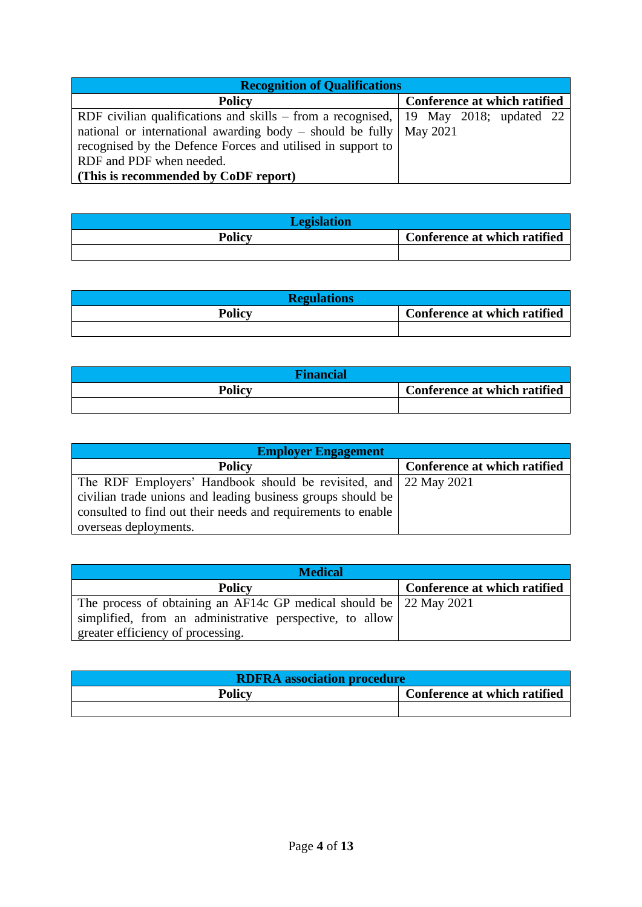| Recognition of Qualifications | |
|---|---|
| **Policy** | **Conference at which ratified** |
| RDF civilian qualifications and skills – from a recognised, national or international awarding body – should be fully recognised by the Defence Forces and utilised in support to RDF and PDF when needed. **(This is recommended by CoDF report)** | 19 May 2018; updated 22 May 2021 |

| Legislation | |
|---|---|
| **Policy** | **Conference at which ratified** |
| | |

| Regulations | |
|---|---|
| **Policy** | **Conference at which ratified** |
| | |

| Financial | |
|---|---|
| **Policy** | **Conference at which ratified** |
| | |

| Employer Engagement | |
|---|---|
| **Policy** | **Conference at which ratified** |
| The RDF Employers' Handbook should be revisited, and civilian trade unions and leading business groups should be consulted to find out their needs and requirements to enable overseas deployments. | 22 May 2021 |

| Medical | |
|---|---|
| **Policy** | **Conference at which ratified** |
| The process of obtaining an AF14c GP medical should be simplified, from an administrative perspective, to allow greater efficiency of processing. | 22 May 2021 |

| RDFRA association procedure | |
|---|---|
| **Policy** | **Conference at which ratified** |
| | |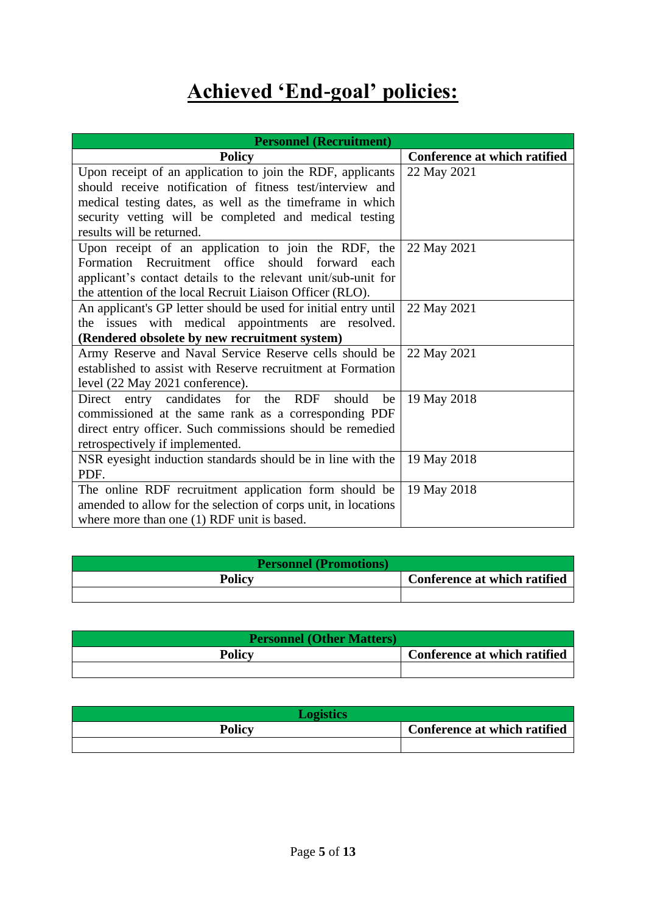# Achieved 'End-goal' policies:

| **Personnel (Recruitment)** | |
|---|---|
| **Policy** | **Conference at which ratified** |
| Upon receipt of an application to join the RDF, applicants should receive notification of fitness test/interview and medical testing dates, as well as the timeframe in which security vetting will be completed and medical testing results will be returned. | 22 May 2021 |
| Upon receipt of an application to join the RDF, the Formation Recruitment office should forward each applicant's contact details to the relevant unit/sub-unit for the attention of the local Recruit Liaison Officer (RLO). | 22 May 2021 |
| An applicant's GP letter should be used for initial entry until the issues with medical appointments are resolved. **(Rendered obsolete by new recruitment system)** | 22 May 2021 |
| Army Reserve and Naval Service Reserve cells should be established to assist with Reserve recruitment at Formation level (22 May 2021 conference). | 22 May 2021 |
| Direct entry candidates for the RDF should be commissioned at the same rank as a corresponding PDF direct entry officer. Such commissions should be remedied retrospectively if implemented. | 19 May 2018 |
| NSR eyesight induction standards should be in line with the PDF. | 19 May 2018 |
| The online RDF recruitment application form should be amended to allow for the selection of corps unit, in locations where more than one (1) RDF unit is based. | 19 May 2018 |

| **Personnel (Promotions)** | |
|---|---|
| **Policy** | **Conference at which ratified** |
| | |

| **Personnel (Other Matters)** | |
|---|---|
| **Policy** | **Conference at which ratified** |
| | |

| **Logistics** | |
|---|---|
| **Policy** | **Conference at which ratified** |
| | |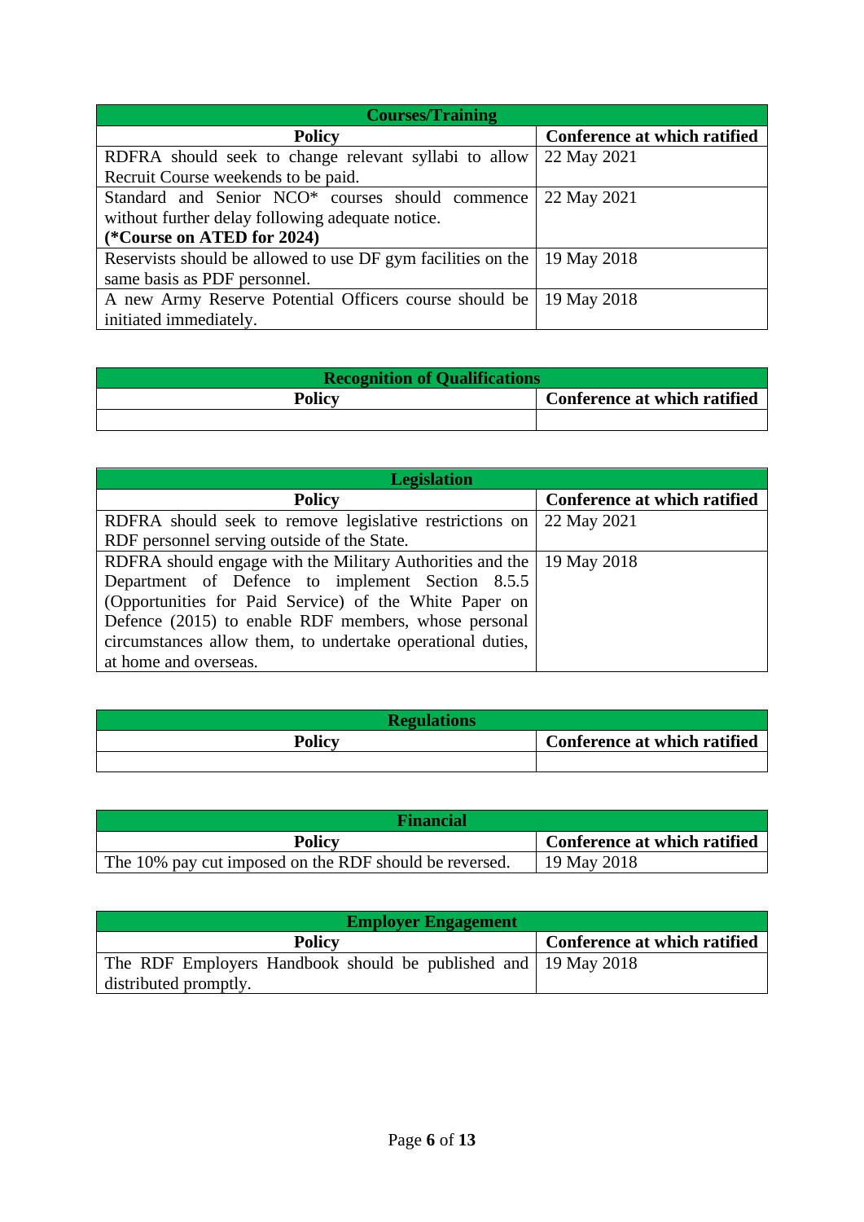| Courses/Training | |
|---|---|
| **Policy** | **Conference at which ratified** |
| RDFRA should seek to change relevant syllabi to allow Recruit Course weekends to be paid. | 22 May 2021 |
| Standard and Senior NCO* courses should commence without further delay following adequate notice. **(*Course on ATED for 2024)** | 22 May 2021 |
| Reservists should be allowed to use DF gym facilities on the same basis as PDF personnel. | 19 May 2018 |
| A new Army Reserve Potential Officers course should be initiated immediately. | 19 May 2018 |

| Recognition of Qualifications | |
|---|---|
| **Policy** | **Conference at which ratified** |
| | |

| Legislation | |
|---|---|
| **Policy** | **Conference at which ratified** |
| RDFRA should seek to remove legislative restrictions on RDF personnel serving outside of the State. | 22 May 2021 |
| RDFRA should engage with the Military Authorities and the Department of Defence to implement Section 8.5.5 (Opportunities for Paid Service) of the White Paper on Defence (2015) to enable RDF members, whose personal circumstances allow them, to undertake operational duties, at home and overseas. | 19 May 2018 |

| Regulations | |
|---|---|
| **Policy** | **Conference at which ratified** |
| | |

| Financial | |
|---|---|
| **Policy** | **Conference at which ratified** |
| The 10% pay cut imposed on the RDF should be reversed. | 19 May 2018 |

| Employer Engagement | |
|---|---|
| **Policy** | **Conference at which ratified** |
| The RDF Employers Handbook should be published and distributed promptly. | 19 May 2018 |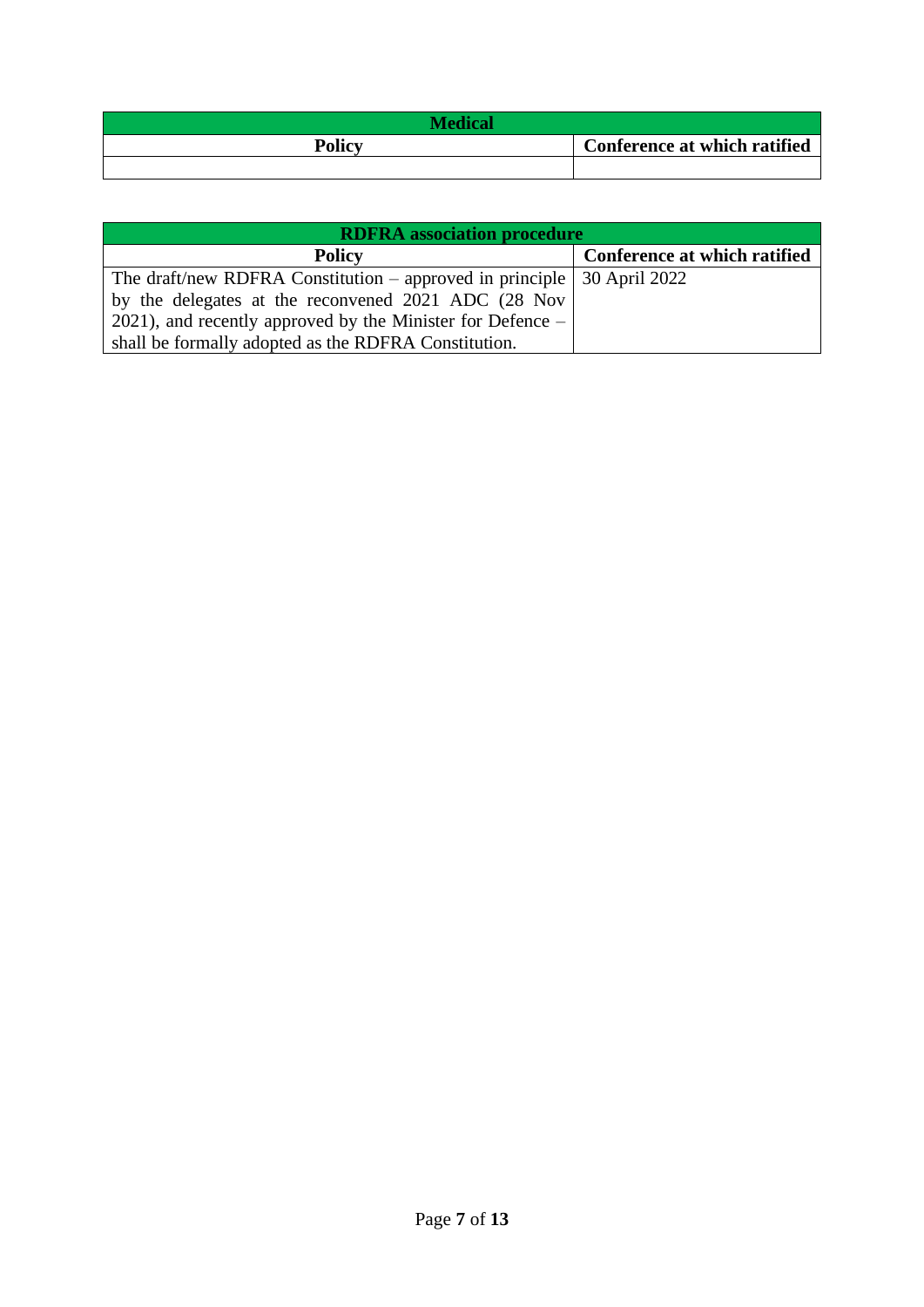| Medical | |
| --- | --- |
| **Policy** | **Conference at which ratified** |
| | |

| RDFRA association procedure | |
| --- | --- |
| **Policy** | **Conference at which ratified** |
| The draft/new RDFRA Constitution – approved in principle by the delegates at the reconvened 2021 ADC (28 Nov 2021), and recently approved by the Minister for Defence – shall be formally adopted as the RDFRA Constitution. | 30 April 2022 |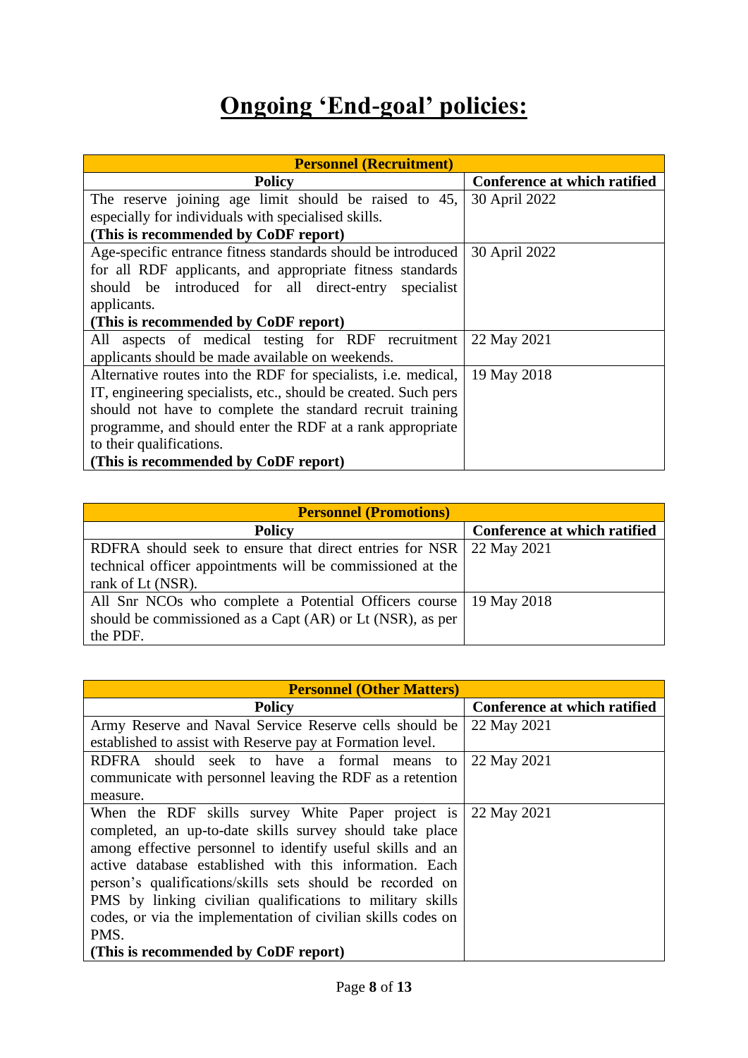# Ongoing 'End-goal' policies:

| Personnel (Recruitment) | |
|---|---|
| **Policy** | **Conference at which ratified** |
| The reserve joining age limit should be raised to 45, especially for individuals with specialised skills. **(This is recommended by CoDF report)** | 30 April 2022 |
| Age-specific entrance fitness standards should be introduced for all RDF applicants, and appropriate fitness standards should be introduced for all direct-entry specialist applicants. **(This is recommended by CoDF report)** | 30 April 2022 |
| All aspects of medical testing for RDF recruitment applicants should be made available on weekends. | 22 May 2021 |
| Alternative routes into the RDF for specialists, i.e. medical, IT, engineering specialists, etc., should be created. Such pers should not have to complete the standard recruit training programme, and should enter the RDF at a rank appropriate to their qualifications. **(This is recommended by CoDF report)** | 19 May 2018 |

| Personnel (Promotions) | |
|---|---|
| **Policy** | **Conference at which ratified** |
| RDFRA should seek to ensure that direct entries for NSR technical officer appointments will be commissioned at the rank of Lt (NSR). | 22 May 2021 |
| All Snr NCOs who complete a Potential Officers course should be commissioned as a Capt (AR) or Lt (NSR), as per the PDF. | 19 May 2018 |

| Personnel (Other Matters) | |
|---|---|
| **Policy** | **Conference at which ratified** |
| Army Reserve and Naval Service Reserve cells should be established to assist with Reserve pay at Formation level. | 22 May 2021 |
| RDFRA should seek to have a formal means to communicate with personnel leaving the RDF as a retention measure. | 22 May 2021 |
| When the RDF skills survey White Paper project is completed, an up-to-date skills survey should take place among effective personnel to identify useful skills and an active database established with this information. Each person's qualifications/skills sets should be recorded on PMS by linking civilian qualifications to military skills codes, or via the implementation of civilian skills codes on PMS. **(This is recommended by CoDF report)** | 22 May 2021 |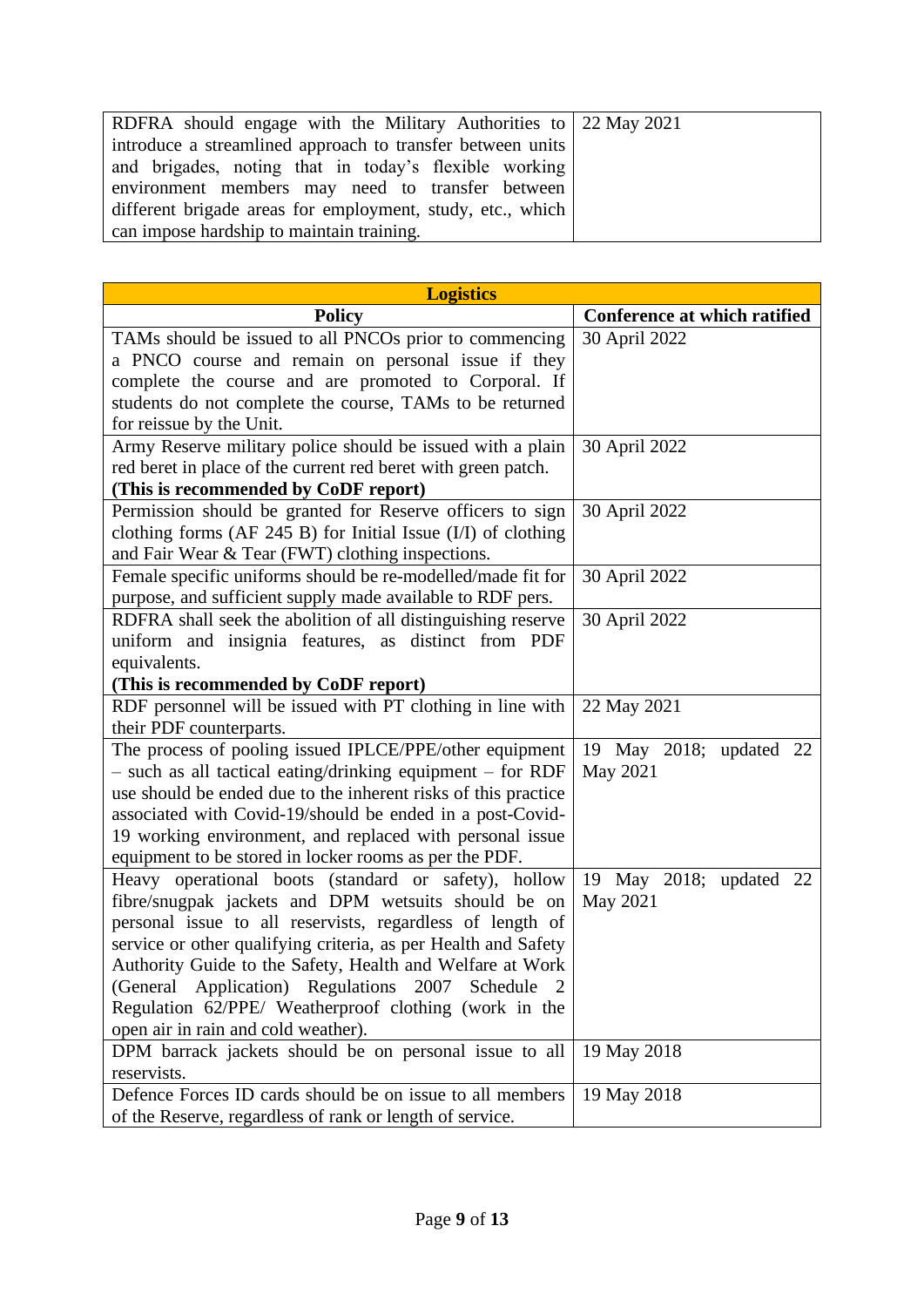| | |
|---|---|
| RDFRA should engage with the Military Authorities to introduce a streamlined approach to transfer between units and brigades, noting that in today's flexible working environment members may need to transfer between different brigade areas for employment, study, etc., which can impose hardship to maintain training. | 22 May 2021 |

| **Logistics** | |
|---|---|
| **Policy** | **Conference at which ratified** |
| TAMs should be issued to all PNCOs prior to commencing a PNCO course and remain on personal issue if they complete the course and are promoted to Corporal. If students do not complete the course, TAMs to be returned for reissue by the Unit. | 30 April 2022 |
| Army Reserve military police should be issued with a plain red beret in place of the current red beret with green patch. **(This is recommended by CoDF report)** | 30 April 2022 |
| Permission should be granted for Reserve officers to sign clothing forms (AF 245 B) for Initial Issue (I/I) of clothing and Fair Wear & Tear (FWT) clothing inspections. | 30 April 2022 |
| Female specific uniforms should be re-modelled/made fit for purpose, and sufficient supply made available to RDF pers. | 30 April 2022 |
| RDFRA shall seek the abolition of all distinguishing reserve uniform and insignia features, as distinct from PDF equivalents. **(This is recommended by CoDF report)** | 30 April 2022 |
| RDF personnel will be issued with PT clothing in line with their PDF counterparts. | 22 May 2021 |
| The process of pooling issued IPLCE/PPE/other equipment – such as all tactical eating/drinking equipment – for RDF use should be ended due to the inherent risks of this practice associated with Covid-19/should be ended in a post-Covid-19 working environment, and replaced with personal issue equipment to be stored in locker rooms as per the PDF. | 19 May 2018; updated 22 May 2021 |
| Heavy operational boots (standard or safety), hollow fibre/snugpak jackets and DPM wetsuits should be on personal issue to all reservists, regardless of length of service or other qualifying criteria, as per Health and Safety Authority Guide to the Safety, Health and Welfare at Work (General Application) Regulations 2007 Schedule 2 Regulation 62/PPE/ Weatherproof clothing (work in the open air in rain and cold weather). | 19 May 2018; updated 22 May 2021 |
| DPM barrack jackets should be on personal issue to all reservists. | 19 May 2018 |
| Defence Forces ID cards should be on issue to all members of the Reserve, regardless of rank or length of service. | 19 May 2018 |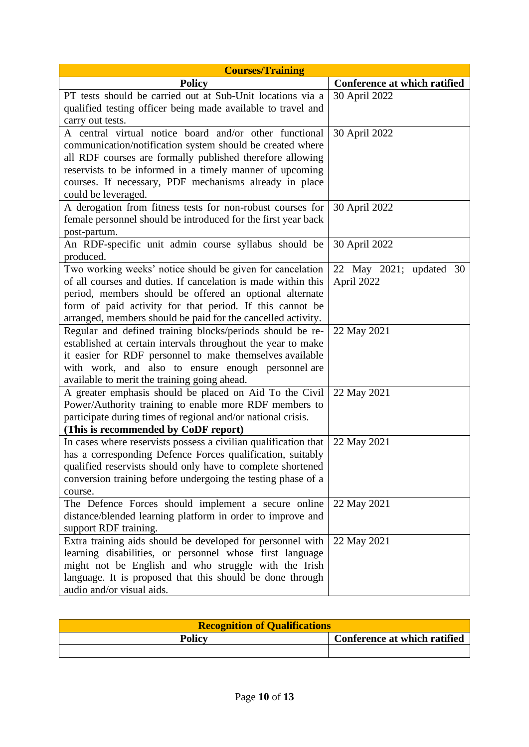| Courses/Training | |
|---|---|
| **Policy** | **Conference at which ratified** |
| PT tests should be carried out at Sub-Unit locations via a qualified testing officer being made available to travel and carry out tests. | 30 April 2022 |
| A central virtual notice board and/or other functional communication/notification system should be created where all RDF courses are formally published therefore allowing reservists to be informed in a timely manner of upcoming courses. If necessary, PDF mechanisms already in place could be leveraged. | 30 April 2022 |
| A derogation from fitness tests for non-robust courses for female personnel should be introduced for the first year back post-partum. | 30 April 2022 |
| An RDF-specific unit admin course syllabus should be produced. | 30 April 2022 |
| Two working weeks' notice should be given for cancelation of all courses and duties. If cancelation is made within this period, members should be offered an optional alternate form of paid activity for that period. If this cannot be arranged, members should be paid for the cancelled activity. | 22 May 2021; updated 30 April 2022 |
| Regular and defined training blocks/periods should be re-established at certain intervals throughout the year to make it easier for RDF personnel to make themselves available with work, and also to ensure enough personnel are available to merit the training going ahead. | 22 May 2021 |
| A greater emphasis should be placed on Aid To the Civil Power/Authority training to enable more RDF members to participate during times of regional and/or national crisis. **(This is recommended by CoDF report)** | 22 May 2021 |
| In cases where reservists possess a civilian qualification that has a corresponding Defence Forces qualification, suitably qualified reservists should only have to complete shortened conversion training before undergoing the testing phase of a course. | 22 May 2021 |
| The Defence Forces should implement a secure online distance/blended learning platform in order to improve and support RDF training. | 22 May 2021 |
| Extra training aids should be developed for personnel with learning disabilities, or personnel whose first language might not be English and who struggle with the Irish language. It is proposed that this should be done through audio and/or visual aids. | 22 May 2021 |

| Recognition of Qualifications | |
|---|---|
| **Policy** | **Conference at which ratified** |
| | |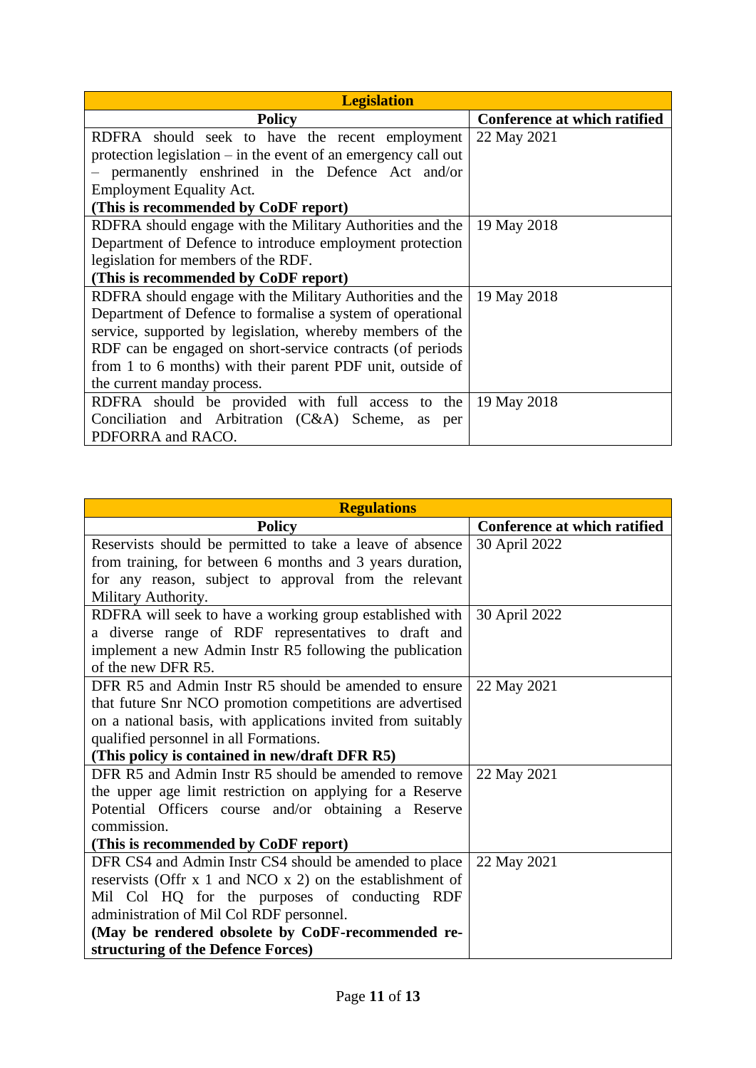| Legislation | |
|---|---|
| **Policy** | **Conference at which ratified** |
| RDFRA should seek to have the recent employment protection legislation – in the event of an emergency call out – permanently enshrined in the Defence Act and/or Employment Equality Act. **(This is recommended by CoDF report)** | 22 May 2021 |
| RDFRA should engage with the Military Authorities and the Department of Defence to introduce employment protection legislation for members of the RDF. **(This is recommended by CoDF report)** | 19 May 2018 |
| RDFRA should engage with the Military Authorities and the Department of Defence to formalise a system of operational service, supported by legislation, whereby members of the RDF can be engaged on short-service contracts (of periods from 1 to 6 months) with their parent PDF unit, outside of the current manday process. | 19 May 2018 |
| RDFRA should be provided with full access to the Conciliation and Arbitration (C&A) Scheme, as per PDFORRA and RACO. | 19 May 2018 |

| Regulations | |
|---|---|
| **Policy** | **Conference at which ratified** |
| Reservists should be permitted to take a leave of absence from training, for between 6 months and 3 years duration, for any reason, subject to approval from the relevant Military Authority. | 30 April 2022 |
| RDFRA will seek to have a working group established with a diverse range of RDF representatives to draft and implement a new Admin Instr R5 following the publication of the new DFR R5. | 30 April 2022 |
| DFR R5 and Admin Instr R5 should be amended to ensure that future Snr NCO promotion competitions are advertised on a national basis, with applications invited from suitably qualified personnel in all Formations. **(This policy is contained in new/draft DFR R5)** | 22 May 2021 |
| DFR R5 and Admin Instr R5 should be amended to remove the upper age limit restriction on applying for a Reserve Potential Officers course and/or obtaining a Reserve commission. **(This is recommended by CoDF report)** | 22 May 2021 |
| DFR CS4 and Admin Instr CS4 should be amended to place reservists (Offr x 1 and NCO x 2) on the establishment of Mil Col HQ for the purposes of conducting RDF administration of Mil Col RDF personnel. **(May be rendered obsolete by CoDF-recommended re-structuring of the Defence Forces)** | 22 May 2021 |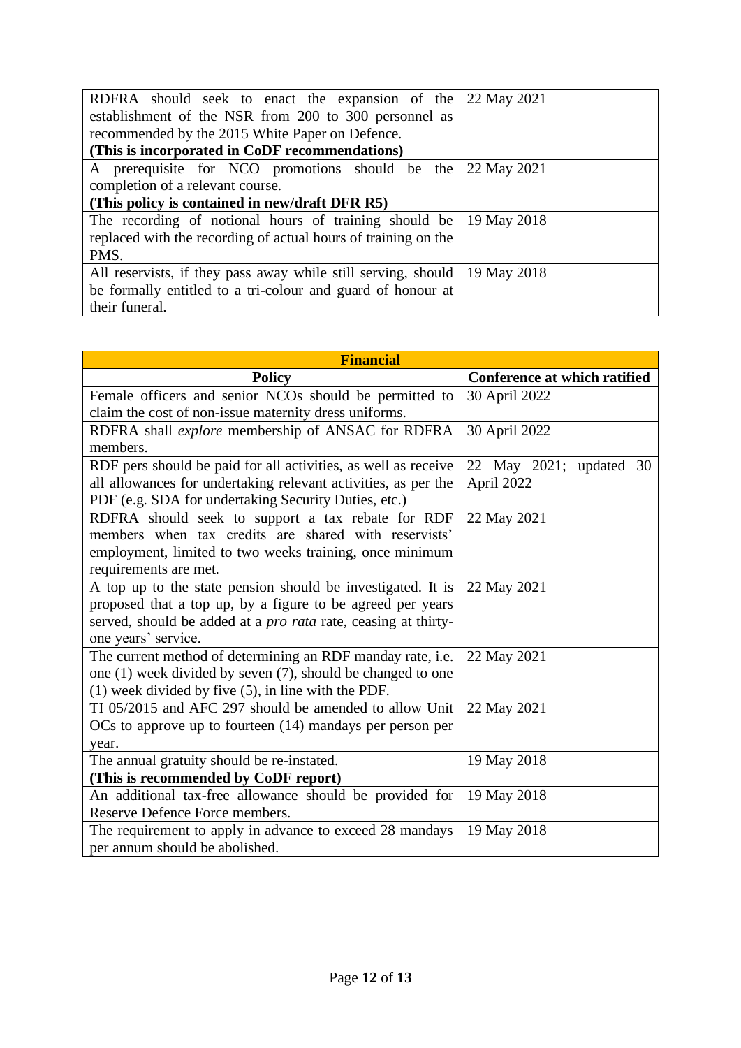| | |
|---|---|
| RDFRA should seek to enact the expansion of the establishment of the NSR from 200 to 300 personnel as recommended by the 2015 White Paper on Defence. **(This is incorporated in CoDF recommendations)** | 22 May 2021 |
| A prerequisite for NCO promotions should be the completion of a relevant course. **(This policy is contained in new/draft DFR R5)** | 22 May 2021 |
| The recording of notional hours of training should be replaced with the recording of actual hours of training on the PMS. | 19 May 2018 |
| All reservists, if they pass away while still serving, should be formally entitled to a tri-colour and guard of honour at their funeral. | 19 May 2018 |

| **Financial** | |
|---|---|
| **Policy** | **Conference at which ratified** |
| Female officers and senior NCOs should be permitted to claim the cost of non-issue maternity dress uniforms. | 30 April 2022 |
| RDFRA shall *explore* membership of ANSAC for RDFRA members. | 30 April 2022 |
| RDF pers should be paid for all activities, as well as receive all allowances for undertaking relevant activities, as per the PDF (e.g. SDA for undertaking Security Duties, etc.) | 22 May 2021; updated 30 April 2022 |
| RDFRA should seek to support a tax rebate for RDF members when tax credits are shared with reservists' employment, limited to two weeks training, once minimum requirements are met. | 22 May 2021 |
| A top up to the state pension should be investigated. It is proposed that a top up, by a figure to be agreed per years served, should be added at a *pro rata* rate, ceasing at thirty-one years' service. | 22 May 2021 |
| The current method of determining an RDF manday rate, i.e. one (1) week divided by seven (7), should be changed to one (1) week divided by five (5), in line with the PDF. | 22 May 2021 |
| TI 05/2015 and AFC 297 should be amended to allow Unit OCs to approve up to fourteen (14) mandays per person per year. | 22 May 2021 |
| The annual gratuity should be re-instated. **(This is recommended by CoDF report)** | 19 May 2018 |
| An additional tax-free allowance should be provided for Reserve Defence Force members. | 19 May 2018 |
| The requirement to apply in advance to exceed 28 mandays per annum should be abolished. | 19 May 2018 |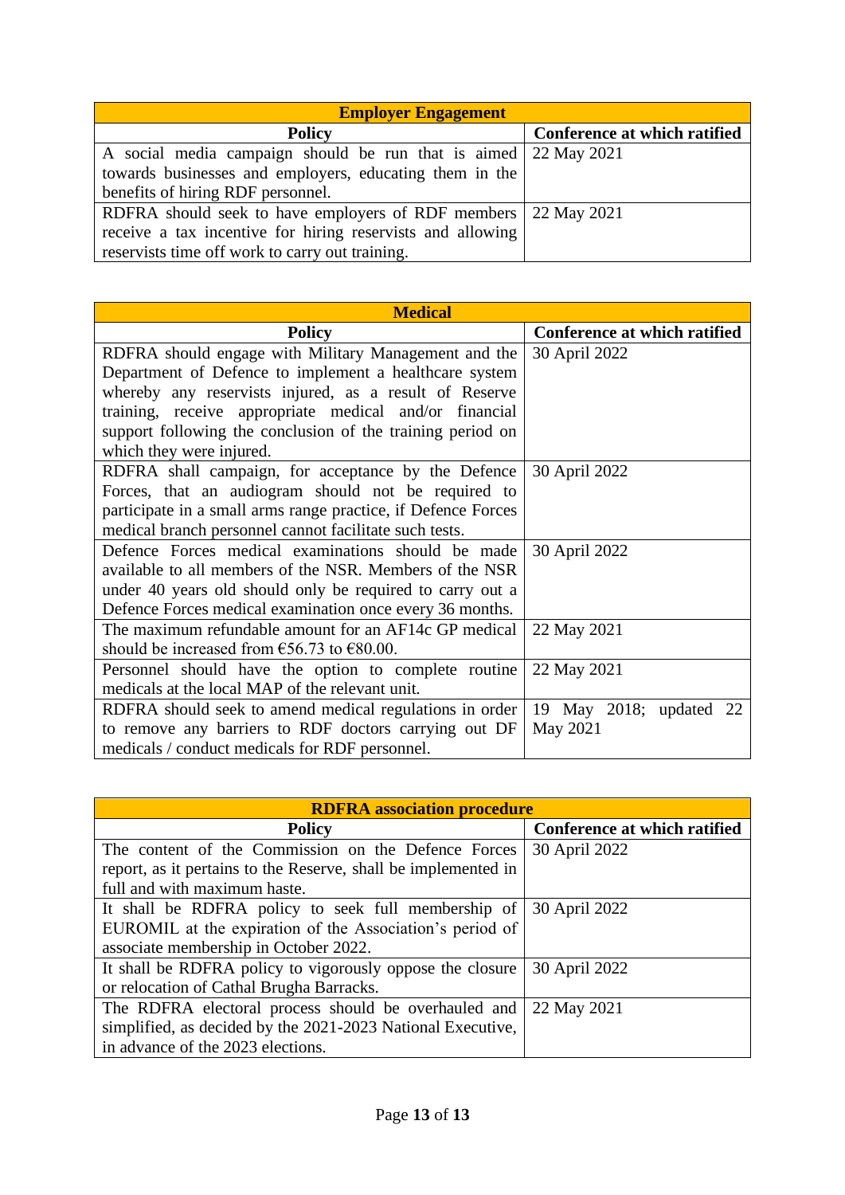| Employer Engagement | |
| --- | --- |
| **Policy** | **Conference at which ratified** |
| A social media campaign should be run that is aimed towards businesses and employers, educating them in the benefits of hiring RDF personnel. | 22 May 2021 |
| RDFRA should seek to have employers of RDF members receive a tax incentive for hiring reservists and allowing reservists time off work to carry out training. | 22 May 2021 |

| Medical | |
| --- | --- |
| **Policy** | **Conference at which ratified** |
| RDFRA should engage with Military Management and the Department of Defence to implement a healthcare system whereby any reservists injured, as a result of Reserve training, receive appropriate medical and/or financial support following the conclusion of the training period on which they were injured. | 30 April 2022 |
| RDFRA shall campaign, for acceptance by the Defence Forces, that an audiogram should not be required to participate in a small arms range practice, if Defence Forces medical branch personnel cannot facilitate such tests. | 30 April 2022 |
| Defence Forces medical examinations should be made available to all members of the NSR. Members of the NSR under 40 years old should only be required to carry out a Defence Forces medical examination once every 36 months. | 30 April 2022 |
| The maximum refundable amount for an AF14c GP medical should be increased from €56.73 to €80.00. | 22 May 2021 |
| Personnel should have the option to complete routine medicals at the local MAP of the relevant unit. | 22 May 2021 |
| RDFRA should seek to amend medical regulations in order to remove any barriers to RDF doctors carrying out DF medicals / conduct medicals for RDF personnel. | 19 May 2018; updated 22 May 2021 |

| RDFRA association procedure | |
| --- | --- |
| **Policy** | **Conference at which ratified** |
| The content of the Commission on the Defence Forces report, as it pertains to the Reserve, shall be implemented in full and with maximum haste. | 30 April 2022 |
| It shall be RDFRA policy to seek full membership of EUROMIL at the expiration of the Association's period of associate membership in October 2022. | 30 April 2022 |
| It shall be RDFRA policy to vigorously oppose the closure or relocation of Cathal Brugha Barracks. | 30 April 2022 |
| The RDFRA electoral process should be overhauled and simplified, as decided by the 2021-2023 National Executive, in advance of the 2023 elections. | 22 May 2021 |